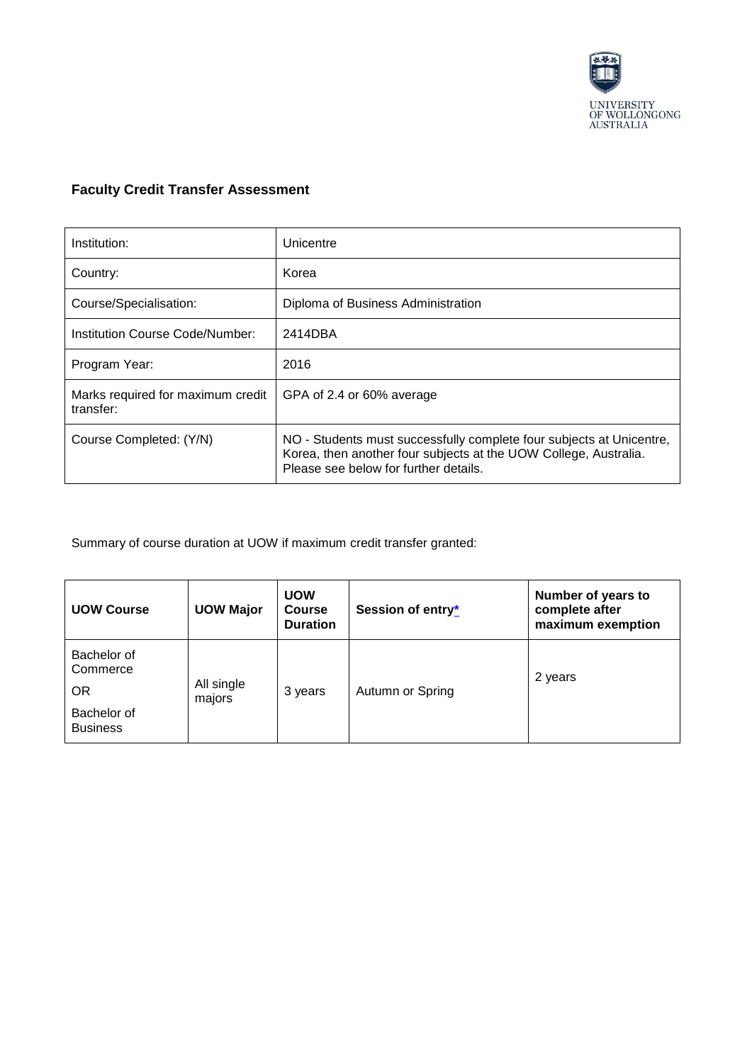## Faculty Credit Transfer Assessment

| | |
|---|---|
| Institution: | Unicentre |
| Country: | Korea |
| Course/Specialisation: | Diploma of Business Administration |
| Institution Course Code/Number: | 2414DBA |
| Program Year: | 2016 |
| Marks required for maximum credit transfer: | GPA of 2.4 or 60% average |
| Course Completed: (Y/N) | NO - Students must successfully complete four subjects at Unicentre, Korea, then another four subjects at the UOW College, Australia. Please see below for further details. |

Summary of course duration at UOW if maximum credit transfer granted:

| UOW Course | UOW Major | UOW Course Duration | Session of entry* | Number of years to complete after maximum exemption |
|---|---|---|---|---|
| Bachelor of Commerce<br>OR<br>Bachelor of Business | All single majors | 3 years | Autumn or Spring | 2 years |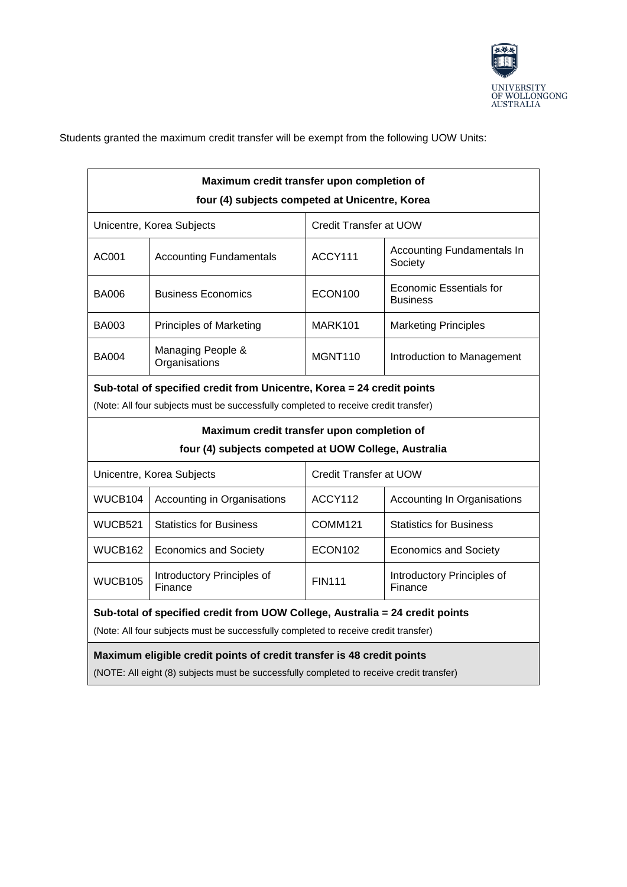Students granted the maximum credit transfer will be exempt from the following UOW Units:

| Maximum credit transfer upon completion of four (4) subjects competed at Unicentre, Korea | | | |
|---|---|---|---|
| Unicentre, Korea Subjects | | Credit Transfer at UOW | |
| AC001 | Accounting Fundamentals | ACCY111 | Accounting Fundamentals In Society |
| BA006 | Business Economics | ECON100 | Economic Essentials for Business |
| BA003 | Principles of Marketing | MARK101 | Marketing Principles |
| BA004 | Managing People & Organisations | MGNT110 | Introduction to Management |
| **Sub-total of specified credit from Unicentre, Korea = 24 credit points** (Note: All four subjects must be successfully completed to receive credit transfer) | | | |
| **Maximum credit transfer upon completion of four (4) subjects competed at UOW College, Australia** | | | |
| Unicentre, Korea Subjects | | Credit Transfer at UOW | |
| WUCB104 | Accounting in Organisations | ACCY112 | Accounting In Organisations |
| WUCB521 | Statistics for Business | COMM121 | Statistics for Business |
| WUCB162 | Economics and Society | ECON102 | Economics and Society |
| WUCB105 | Introductory Principles of Finance | FIN111 | Introductory Principles of Finance |
| **Sub-total of specified credit from UOW College, Australia = 24 credit points** (Note: All four subjects must be successfully completed to receive credit transfer) | | | |
| **Maximum eligible credit points of credit transfer is 48 credit points** (NOTE: All eight (8) subjects must be successfully completed to receive credit transfer) | | | |